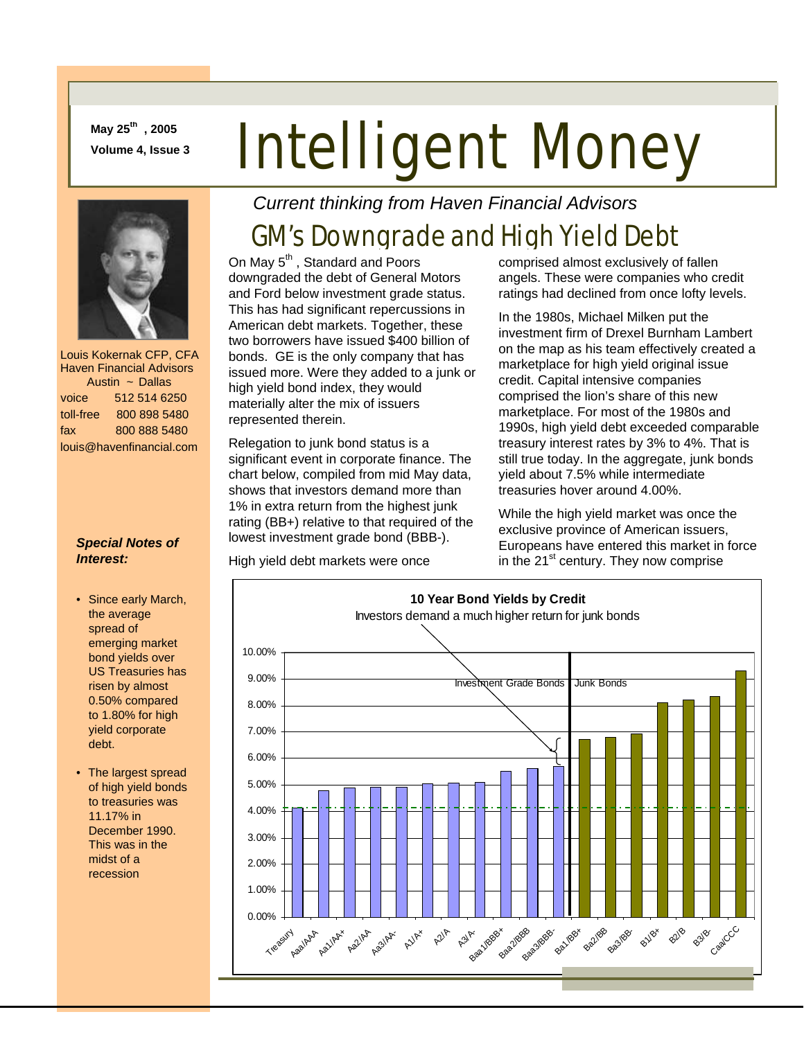May 25th, 2005
Volume 4, Issue 3

# Intelligent Money

*Current thinking from Haven Financial Advisors*

Louis Kokernak CFP, CFA
Haven Financial Advisors
Austin ~ Dallas

| | |
|---|---|
| voice | 512 514 6250 |
| toll-free | 800 898 5480 |
| fax | 800 888 5480 |

louis@havenfinancial.com

## GM's Downgrade and High Yield Debt

On May 5th, Standard and Poors downgraded the debt of General Motors and Ford below investment grade status. This has had significant repercussions in American debt markets. Together, these two borrowers have issued \$400 billion of bonds. GE is the only company that has issued more. Were they added to a junk or high yield bond index, they would materially alter the mix of issuers represented therein.

Relegation to junk bond status is a significant event in corporate finance. The chart below, compiled from mid May data, shows that investors demand more than 1% in extra return from the highest junk rating (BB+) relative to that required of the lowest investment grade bond (BBB-).

High yield debt markets were once comprised almost exclusively of fallen angels. These were companies who credit ratings had declined from once lofty levels.

In the 1980s, Michael Milken put the investment firm of Drexel Burnham Lambert on the map as his team effectively created a marketplace for high yield original issue credit. Capital intensive companies comprised the lion's share of this new marketplace. For most of the 1980s and 1990s, high yield debt exceeded comparable treasury interest rates by 3% to 4%. That is still true today. In the aggregate, junk bonds yield about 7.5% while intermediate treasuries hover around 4.00%.

While the high yield market was once the exclusive province of American issuers, Europeans have entered this market in force in the 21st century. They now comprise

**10 Year Bond Yields by Credit**

Investors demand a much higher return for junk bonds

Investment Grade Bonds | Junk Bonds

| Credit | Approx. Yield |
|---|---|
| Treasury | 4.1% |
| Aaa/AAA | 4.8% |
| Aa1/AA+ | 4.9% |
| Aa2/AA | 4.9% |
| Aa3/AA- | 4.9% |
| A1/A+ | 5.0% |
| A2/A | 5.1% |
| A3/A- | 5.1% |
| Baa1/BBB+ | 5.5% |
| Baa2/BBB | 5.6% |
| Baa3/BBB- | 5.7% |
| Ba1/BB+ | 6.7% |
| Ba2/BB | 6.8% |
| Ba3/BB- | 6.9% |
| B1/B+ | 8.1% |
| B2/B | 8.2% |
| B3/B- | 8.3% |
| Caa/CCC | 9.3% |

***Special Notes of Interest:***

- Since early March, the average spread of emerging market bond yields over US Treasuries has risen by almost 0.50% compared to 1.80% for high yield corporate debt.
- The largest spread of high yield bonds to treasuries was 11.17% in December 1990. This was in the midst of a recession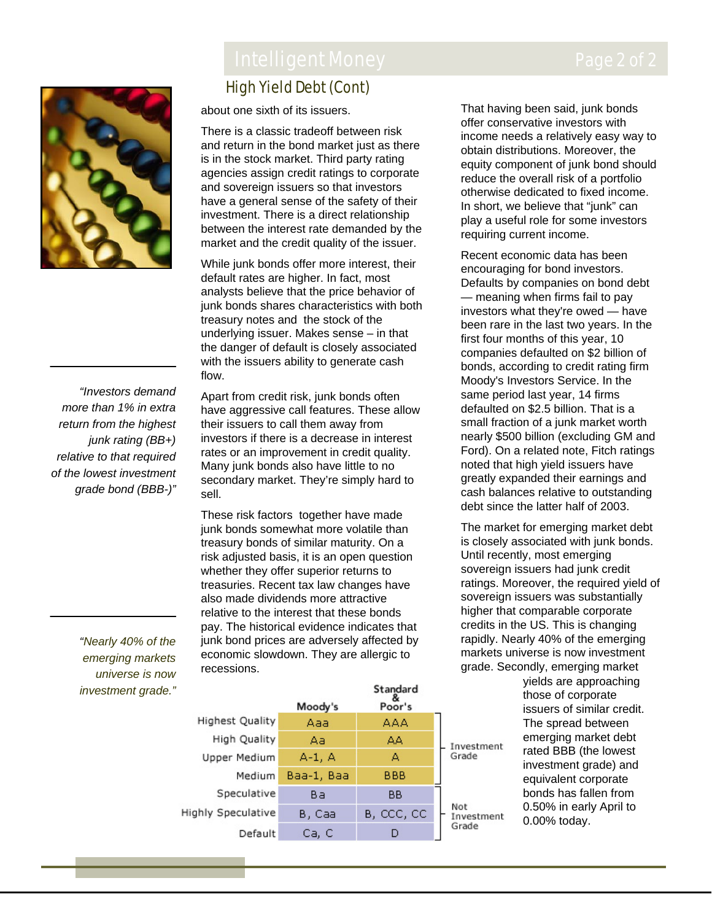## High Yield Debt (Cont)

about one sixth of its issuers.

There is a classic tradeoff between risk and return in the bond market just as there is in the stock market. Third party rating agencies assign credit ratings to corporate and sovereign issuers so that investors have a general sense of the safety of their investment. There is a direct relationship between the interest rate demanded by the market and the credit quality of the issuer.

While junk bonds offer more interest, their default rates are higher. In fact, most analysts believe that the price behavior of junk bonds shares characteristics with both treasury notes and the stock of the underlying issuer. Makes sense – in that the danger of default is closely associated with the issuers ability to generate cash flow.

Apart from credit risk, junk bonds often have aggressive call features. These allow their issuers to call them away from investors if there is a decrease in interest rates or an improvement in credit quality. Many junk bonds also have little to no secondary market. They're simply hard to sell.

These risk factors together have made junk bonds somewhat more volatile than treasury bonds of similar maturity. On a risk adjusted basis, it is an open question whether they offer superior returns to treasuries. Recent tax law changes have also made dividends more attractive relative to the interest that these bonds pay. The historical evidence indicates that junk bond prices are adversely affected by economic slowdown. They are allergic to recessions.

| | Moody's | Standard & Poor's | |
|---|---|---|---|
| Highest Quality | Aaa | AAA | Investment Grade |
| High Quality | Aa | AA | |
| Upper Medium | A-1, A | A | |
| Medium | Baa-1, Baa | BBB | |
| Speculative | Ba | BB | Not Investment Grade |
| Highly Speculative | B, Caa | B, CCC, CC | |
| Default | Ca, C | D | |

*"Investors demand more than 1% in extra return from the highest junk rating (BB+) relative to that required of the lowest investment grade bond (BBB-)"*

*"Nearly 40% of the emerging markets universe is now investment grade."*

That having been said, junk bonds offer conservative investors with income needs a relatively easy way to obtain distributions. Moreover, the equity component of junk bond should reduce the overall risk of a portfolio otherwise dedicated to fixed income. In short, we believe that "junk" can play a useful role for some investors requiring current income.

Recent economic data has been encouraging for bond investors. Defaults by companies on bond debt — meaning when firms fail to pay investors what they're owed — have been rare in the last two years. In the first four months of this year, 10 companies defaulted on $2 billion of bonds, according to credit rating firm Moody's Investors Service. In the same period last year, 14 firms defaulted on $2.5 billion. That is a small fraction of a junk market worth nearly $500 billion (excluding GM and Ford). On a related note, Fitch ratings noted that high yield issuers have greatly expanded their earnings and cash balances relative to outstanding debt since the latter half of 2003.

The market for emerging market debt is closely associated with junk bonds. Until recently, most emerging sovereign issuers had junk credit ratings. Moreover, the required yield of sovereign issuers was substantially higher that comparable corporate credits in the US. This is changing rapidly. Nearly 40% of the emerging markets universe is now investment grade. Secondly, emerging market yields are approaching those of corporate issuers of similar credit. The spread between emerging market debt rated BBB (the lowest investment grade) and equivalent corporate bonds has fallen from 0.50% in early April to 0.00% today.